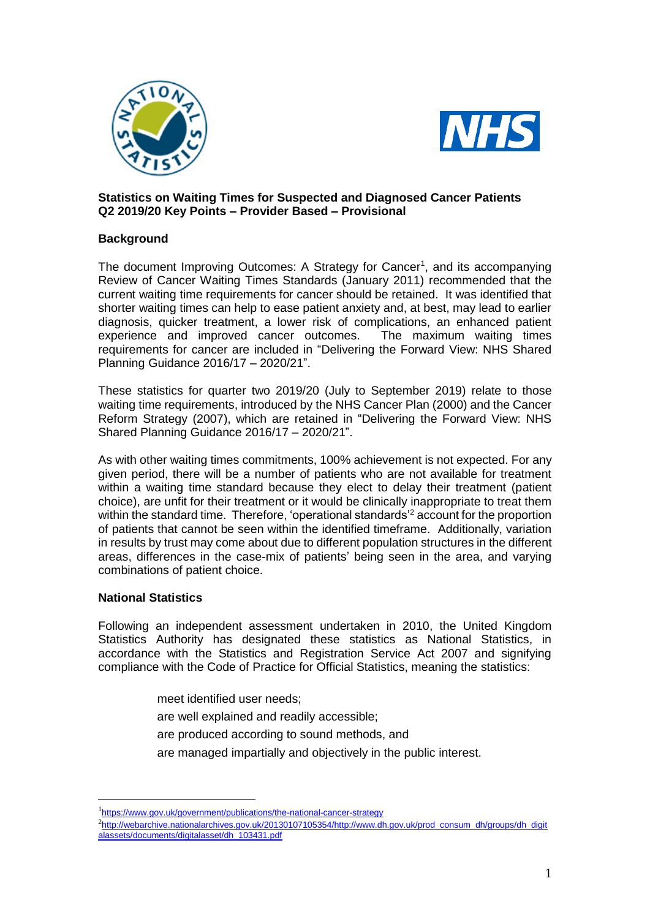**Statistics on Waiting Times for Suspected and Diagnosed Cancer Patients Q2 2019/20 Key Points – Provider Based – Provisional**

## Background

The document Improving Outcomes: A Strategy for Cancer[1], and its accompanying Review of Cancer Waiting Times Standards (January 2011) recommended that the current waiting time requirements for cancer should be retained. It was identified that shorter waiting times can help to ease patient anxiety and, at best, may lead to earlier diagnosis, quicker treatment, a lower risk of complications, an enhanced patient experience and improved cancer outcomes. The maximum waiting times requirements for cancer are included in "Delivering the Forward View: NHS Shared Planning Guidance 2016/17 – 2020/21".

These statistics for quarter two 2019/20 (July to September 2019) relate to those waiting time requirements, introduced by the NHS Cancer Plan (2000) and the Cancer Reform Strategy (2007), which are retained in "Delivering the Forward View: NHS Shared Planning Guidance 2016/17 – 2020/21".

As with other waiting times commitments, 100% achievement is not expected. For any given period, there will be a number of patients who are not available for treatment within a waiting time standard because they elect to delay their treatment (patient choice), are unfit for their treatment or it would be clinically inappropriate to treat them within the standard time. Therefore, 'operational standards'[2] account for the proportion of patients that cannot be seen within the identified timeframe. Additionally, variation in results by trust may come about due to different population structures in the different areas, differences in the case-mix of patients' being seen in the area, and varying combinations of patient choice.

## National Statistics

Following an independent assessment undertaken in 2010, the United Kingdom Statistics Authority has designated these statistics as National Statistics, in accordance with the Statistics and Registration Service Act 2007 and signifying compliance with the Code of Practice for Official Statistics, meaning the statistics:

- meet identified user needs;
- are well explained and readily accessible;
- are produced according to sound methods, and
- are managed impartially and objectively in the public interest.

---

[1] https://www.gov.uk/government/publications/the-national-cancer-strategy

[2] http://webarchive.nationalarchives.gov.uk/20130107105354/http://www.dh.gov.uk/prod_consum_dh/groups/dh_digitalassets/documents/digitalasset/dh_103431.pdf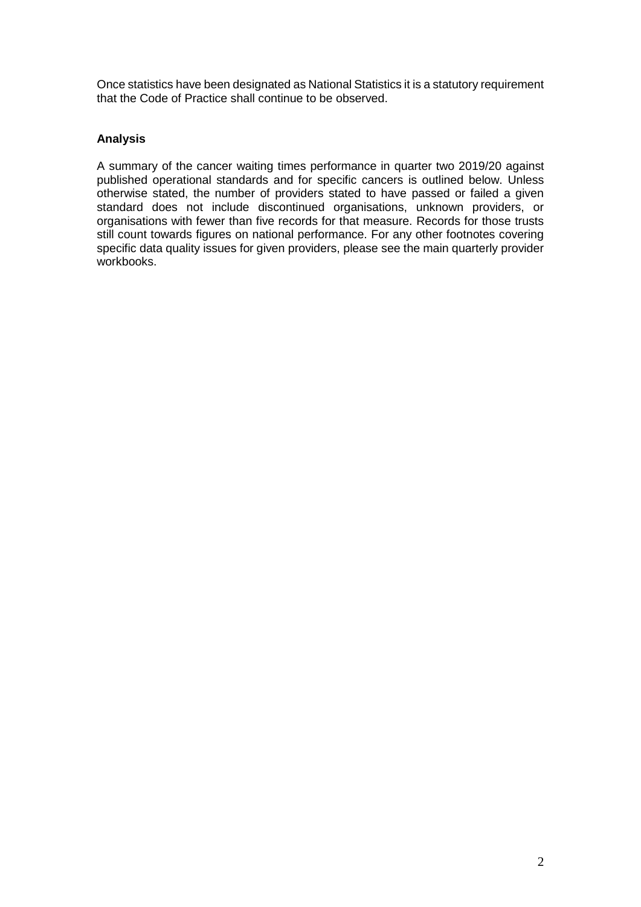Once statistics have been designated as National Statistics it is a statutory requirement that the Code of Practice shall continue to be observed.

## Analysis

A summary of the cancer waiting times performance in quarter two 2019/20 against published operational standards and for specific cancers is outlined below. Unless otherwise stated, the number of providers stated to have passed or failed a given standard does not include discontinued organisations, unknown providers, or organisations with fewer than five records for that measure. Records for those trusts still count towards figures on national performance. For any other footnotes covering specific data quality issues for given providers, please see the main quarterly provider workbooks.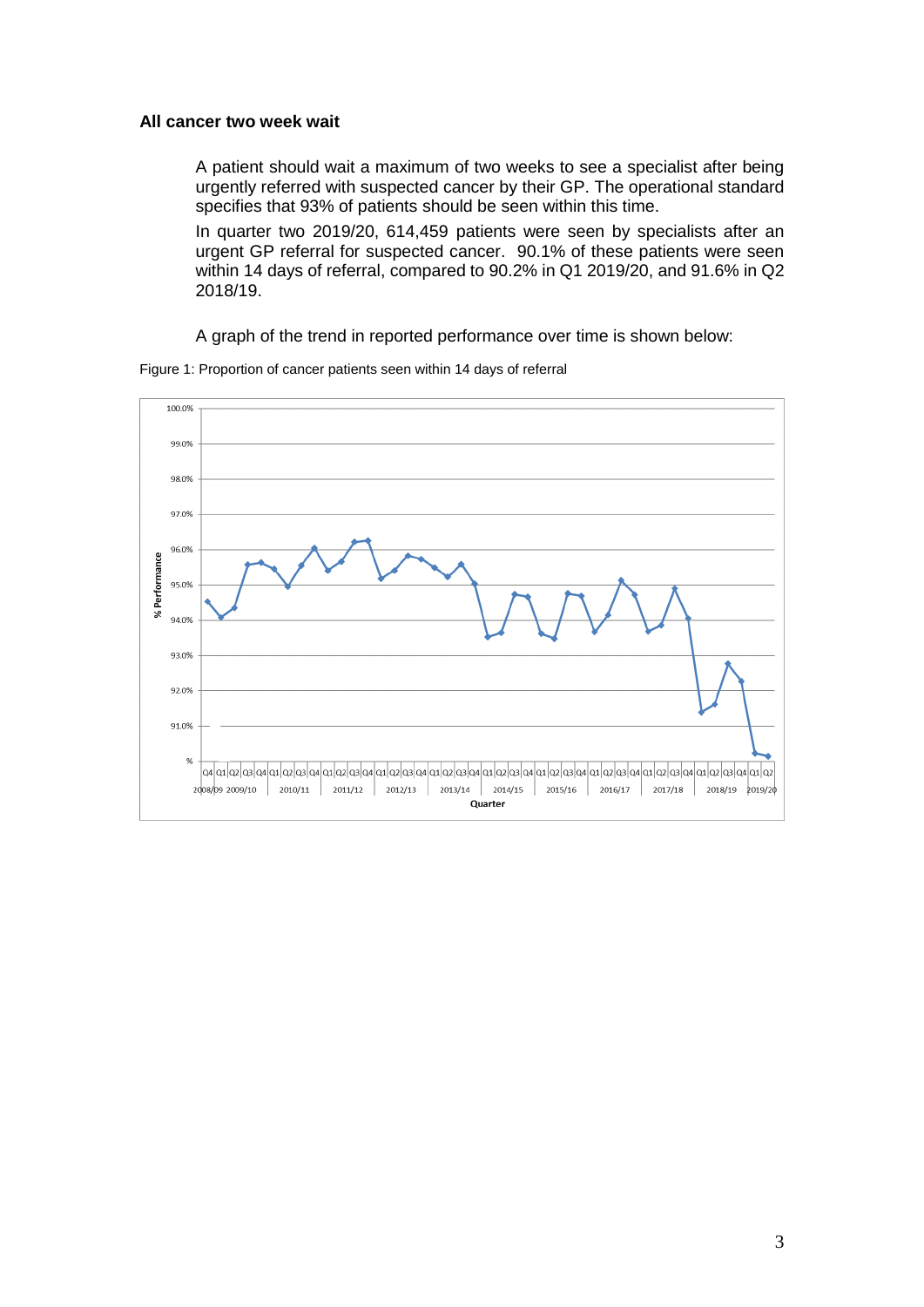### All cancer two week wait

A patient should wait a maximum of two weeks to see a specialist after being urgently referred with suspected cancer by their GP. The operational standard specifies that 93% of patients should be seen within this time.

In quarter two 2019/20, 614,459 patients were seen by specialists after an urgent GP referral for suspected cancer. 90.1% of these patients were seen within 14 days of referral, compared to 90.2% in Q1 2019/20, and 91.6% in Q2 2018/19.

A graph of the trend in reported performance over time is shown below:

Figure 1: Proportion of cancer patients seen within 14 days of referral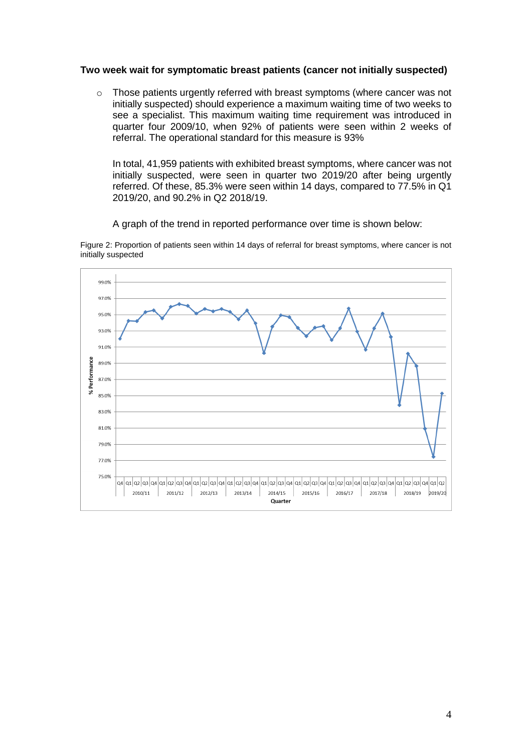**Two week wait for symptomatic breast patients (cancer not initially suspected)**

- Those patients urgently referred with breast symptoms (where cancer was not initially suspected) should experience a maximum waiting time of two weeks to see a specialist. This maximum waiting time requirement was introduced in quarter four 2009/10, when 92% of patients were seen within 2 weeks of referral. The operational standard for this measure is 93%

  In total, 41,959 patients with exhibited breast symptoms, where cancer was not initially suspected, were seen in quarter two 2019/20 after being urgently referred. Of these, 85.3% were seen within 14 days, compared to 77.5% in Q1 2019/20, and 90.2% in Q2 2018/19.

  A graph of the trend in reported performance over time is shown below:

Figure 2: Proportion of patients seen within 14 days of referral for breast symptoms, where cancer is not initially suspected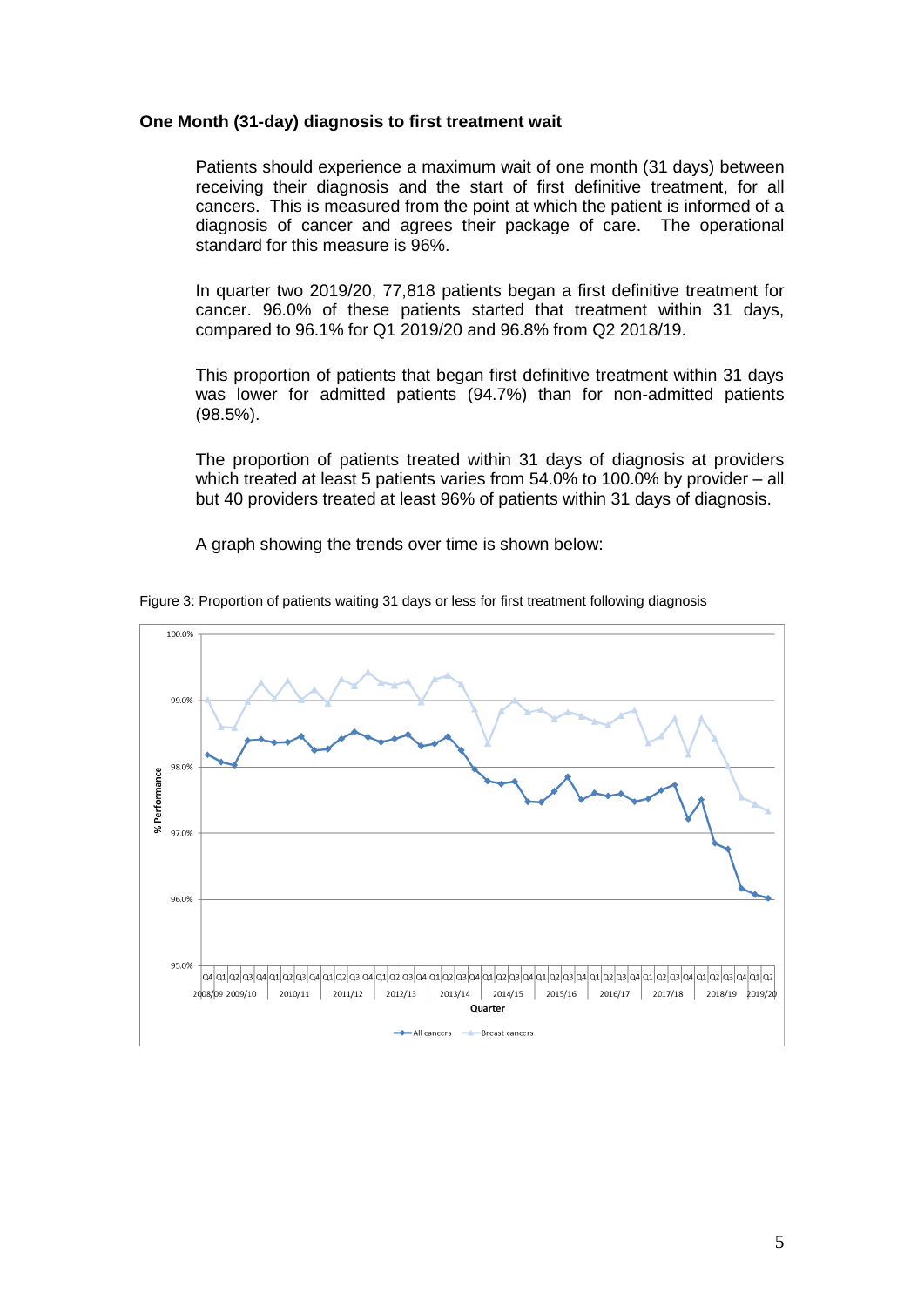**One Month (31-day) diagnosis to first treatment wait**

Patients should experience a maximum wait of one month (31 days) between receiving their diagnosis and the start of first definitive treatment, for all cancers. This is measured from the point at which the patient is informed of a diagnosis of cancer and agrees their package of care. The operational standard for this measure is 96%.

In quarter two 2019/20, 77,818 patients began a first definitive treatment for cancer. 96.0% of these patients started that treatment within 31 days, compared to 96.1% for Q1 2019/20 and 96.8% from Q2 2018/19.

This proportion of patients that began first definitive treatment within 31 days was lower for admitted patients (94.7%) than for non-admitted patients (98.5%).

The proportion of patients treated within 31 days of diagnosis at providers which treated at least 5 patients varies from 54.0% to 100.0% by provider – all but 40 providers treated at least 96% of patients within 31 days of diagnosis.

A graph showing the trends over time is shown below:

Figure 3: Proportion of patients waiting 31 days or less for first treatment following diagnosis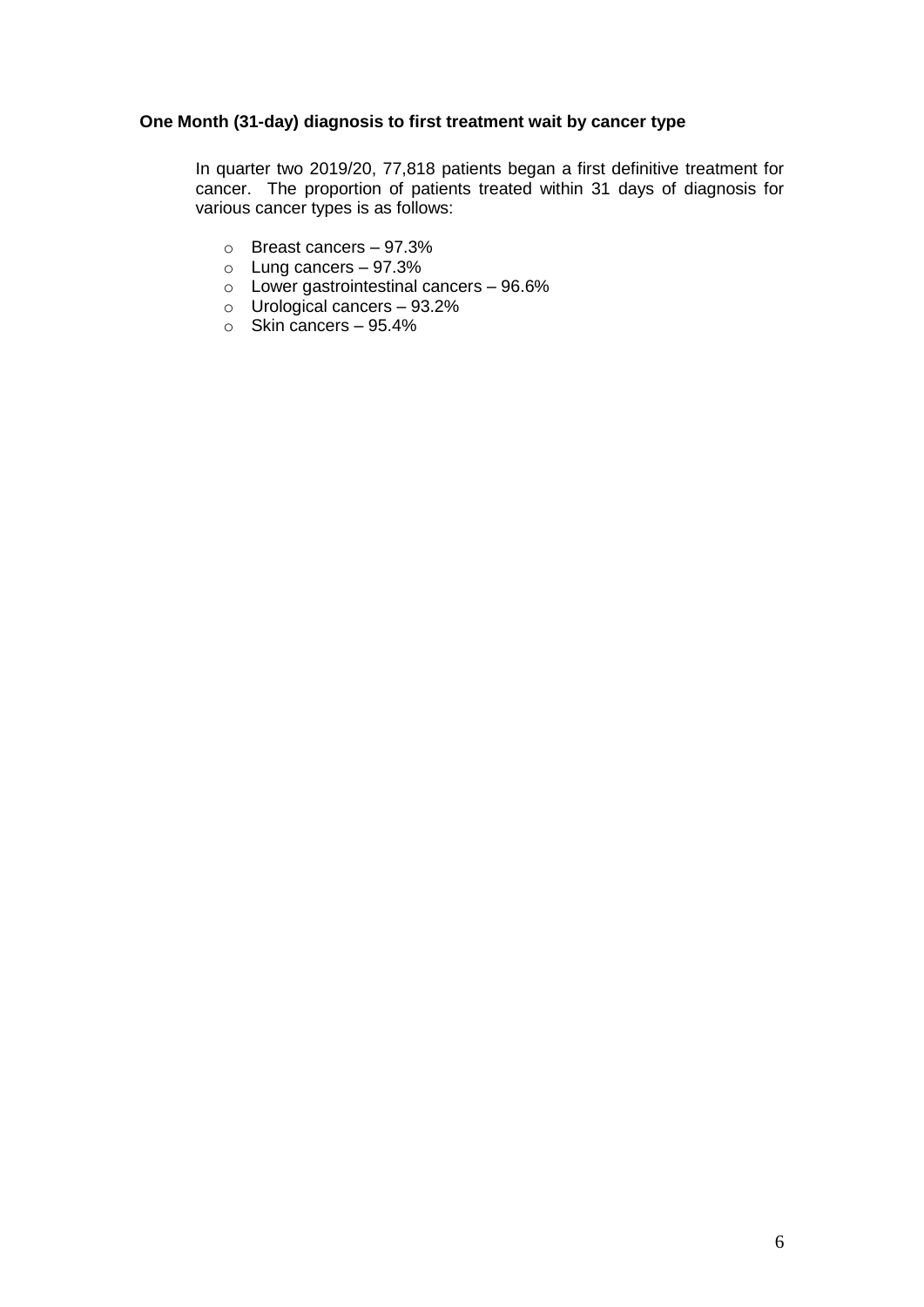**One Month (31-day) diagnosis to first treatment wait by cancer type**

In quarter two 2019/20, 77,818 patients began a first definitive treatment for cancer. The proportion of patients treated within 31 days of diagnosis for various cancer types is as follows:

- Breast cancers – 97.3%
- Lung cancers – 97.3%
- Lower gastrointestinal cancers – 96.6%
- Urological cancers – 93.2%
- Skin cancers – 95.4%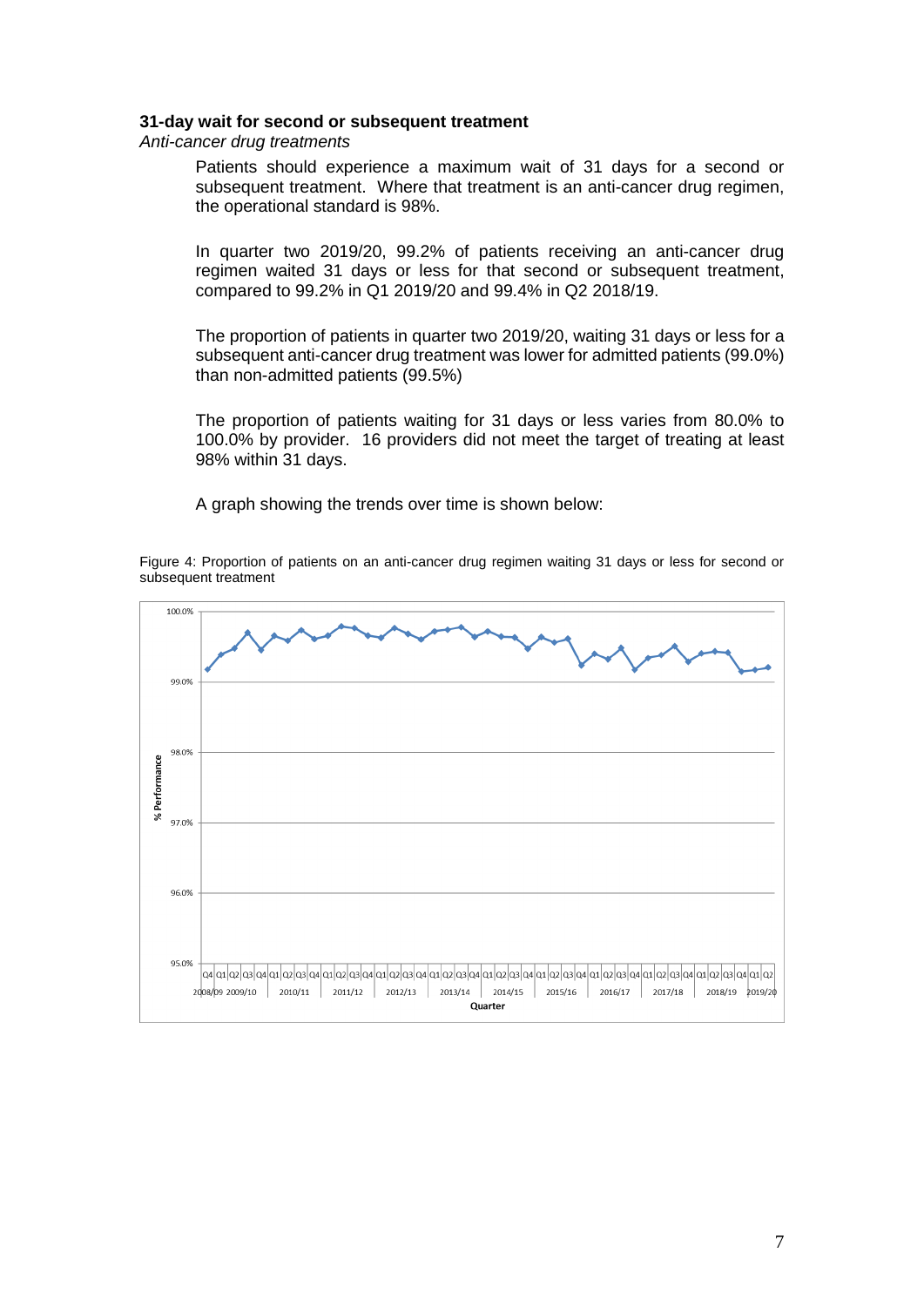**31-day wait for second or subsequent treatment**

*Anti-cancer drug treatments*

Patients should experience a maximum wait of 31 days for a second or subsequent treatment. Where that treatment is an anti-cancer drug regimen, the operational standard is 98%.

In quarter two 2019/20, 99.2% of patients receiving an anti-cancer drug regimen waited 31 days or less for that second or subsequent treatment, compared to 99.2% in Q1 2019/20 and 99.4% in Q2 2018/19.

The proportion of patients in quarter two 2019/20, waiting 31 days or less for a subsequent anti-cancer drug treatment was lower for admitted patients (99.0%) than non-admitted patients (99.5%)

The proportion of patients waiting for 31 days or less varies from 80.0% to 100.0% by provider. 16 providers did not meet the target of treating at least 98% within 31 days.

A graph showing the trends over time is shown below:

Figure 4: Proportion of patients on an anti-cancer drug regimen waiting 31 days or less for second or subsequent treatment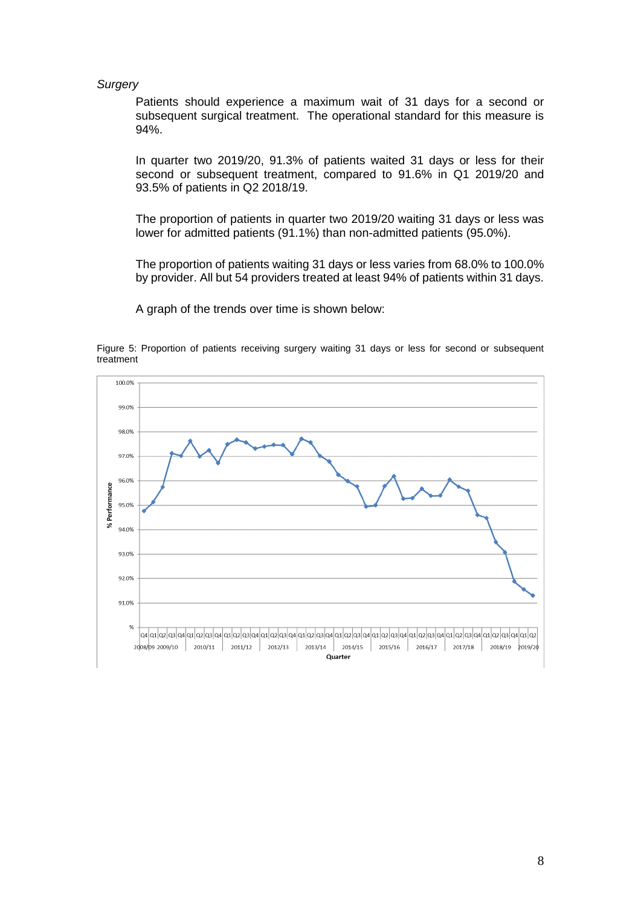*Surgery*

Patients should experience a maximum wait of 31 days for a second or subsequent surgical treatment. The operational standard for this measure is 94%.

In quarter two 2019/20, 91.3% of patients waited 31 days or less for their second or subsequent treatment, compared to 91.6% in Q1 2019/20 and 93.5% of patients in Q2 2018/19.

The proportion of patients in quarter two 2019/20 waiting 31 days or less was lower for admitted patients (91.1%) than non-admitted patients (95.0%).

The proportion of patients waiting 31 days or less varies from 68.0% to 100.0% by provider. All but 54 providers treated at least 94% of patients within 31 days.

A graph of the trends over time is shown below:

Figure 5: Proportion of patients receiving surgery waiting 31 days or less for second or subsequent treatment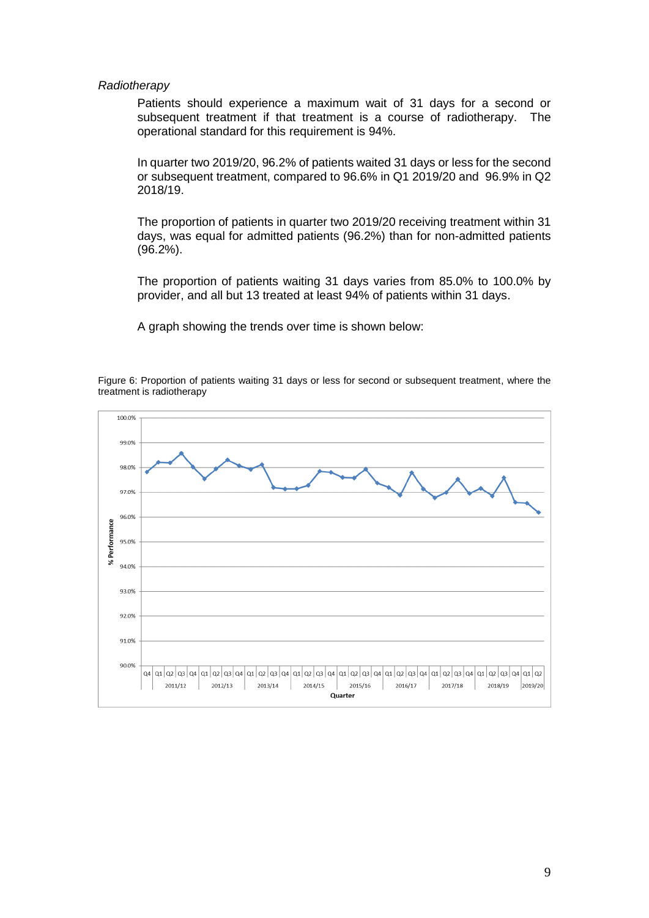*Radiotherapy*

Patients should experience a maximum wait of 31 days for a second or subsequent treatment if that treatment is a course of radiotherapy. The operational standard for this requirement is 94%.

In quarter two 2019/20, 96.2% of patients waited 31 days or less for the second or subsequent treatment, compared to 96.6% in Q1 2019/20 and 96.9% in Q2 2018/19.

The proportion of patients in quarter two 2019/20 receiving treatment within 31 days, was equal for admitted patients (96.2%) than for non-admitted patients (96.2%).

The proportion of patients waiting 31 days varies from 85.0% to 100.0% by provider, and all but 13 treated at least 94% of patients within 31 days.

A graph showing the trends over time is shown below:

Figure 6: Proportion of patients waiting 31 days or less for second or subsequent treatment, where the treatment is radiotherapy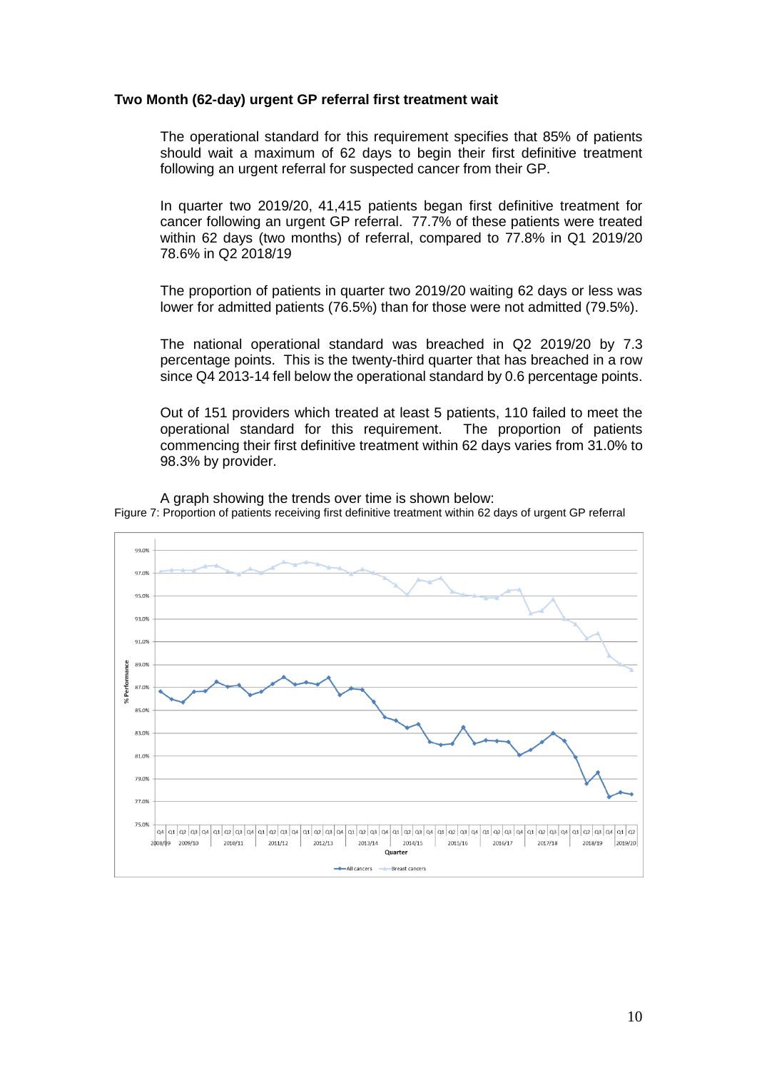**Two Month (62-day) urgent GP referral first treatment wait**

The operational standard for this requirement specifies that 85% of patients should wait a maximum of 62 days to begin their first definitive treatment following an urgent referral for suspected cancer from their GP.

In quarter two 2019/20, 41,415 patients began first definitive treatment for cancer following an urgent GP referral. 77.7% of these patients were treated within 62 days (two months) of referral, compared to 77.8% in Q1 2019/20 78.6% in Q2 2018/19

The proportion of patients in quarter two 2019/20 waiting 62 days or less was lower for admitted patients (76.5%) than for those were not admitted (79.5%).

The national operational standard was breached in Q2 2019/20 by 7.3 percentage points. This is the twenty-third quarter that has breached in a row since Q4 2013-14 fell below the operational standard by 0.6 percentage points.

Out of 151 providers which treated at least 5 patients, 110 failed to meet the operational standard for this requirement. The proportion of patients commencing their first definitive treatment within 62 days varies from 31.0% to 98.3% by provider.

A graph showing the trends over time is shown below:

Figure 7: Proportion of patients receiving first definitive treatment within 62 days of urgent GP referral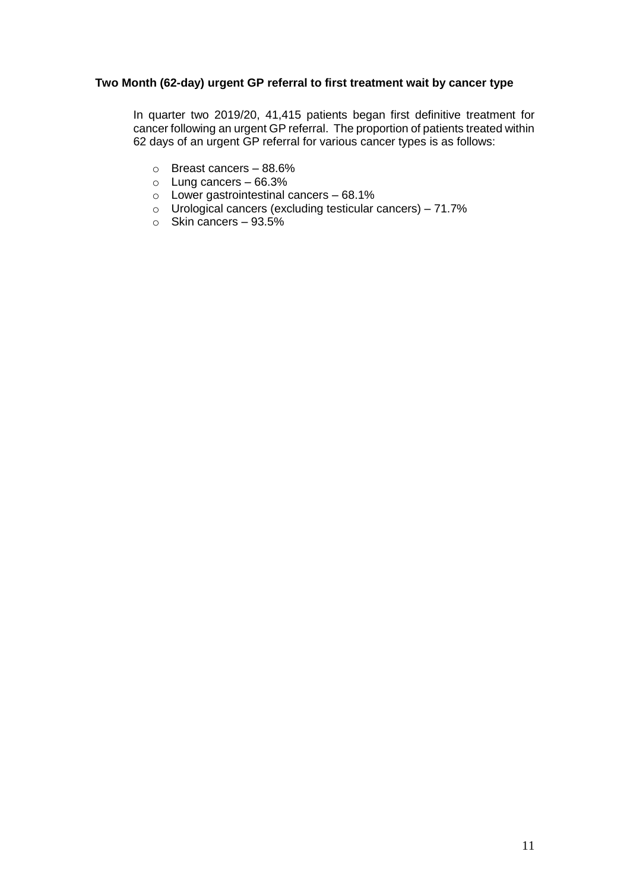**Two Month (62-day) urgent GP referral to first treatment wait by cancer type**

In quarter two 2019/20, 41,415 patients began first definitive treatment for cancer following an urgent GP referral. The proportion of patients treated within 62 days of an urgent GP referral for various cancer types is as follows:

- Breast cancers – 88.6%
- Lung cancers – 66.3%
- Lower gastrointestinal cancers – 68.1%
- Urological cancers (excluding testicular cancers) – 71.7%
- Skin cancers – 93.5%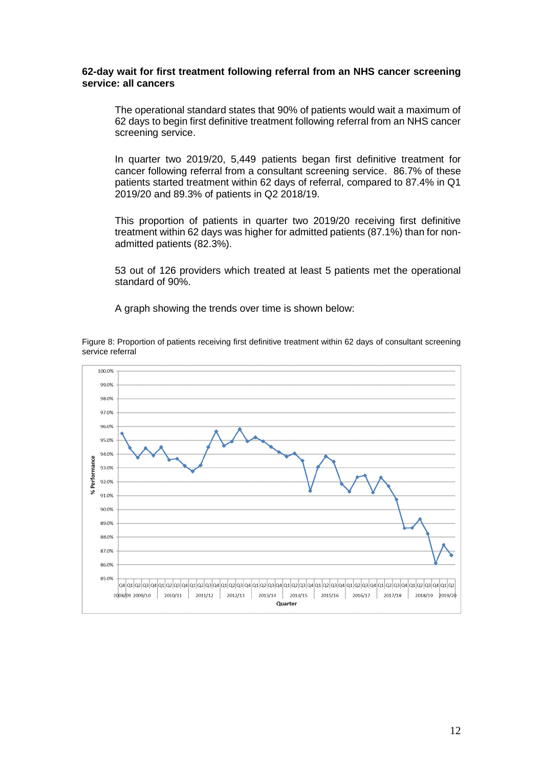**62-day wait for first treatment following referral from an NHS cancer screening service: all cancers**

The operational standard states that 90% of patients would wait a maximum of 62 days to begin first definitive treatment following referral from an NHS cancer screening service.

In quarter two 2019/20, 5,449 patients began first definitive treatment for cancer following referral from a consultant screening service. 86.7% of these patients started treatment within 62 days of referral, compared to 87.4% in Q1 2019/20 and 89.3% of patients in Q2 2018/19.

This proportion of patients in quarter two 2019/20 receiving first definitive treatment within 62 days was higher for admitted patients (87.1%) than for non-admitted patients (82.3%).

53 out of 126 providers which treated at least 5 patients met the operational standard of 90%.

A graph showing the trends over time is shown below:

Figure 8: Proportion of patients receiving first definitive treatment within 62 days of consultant screening service referral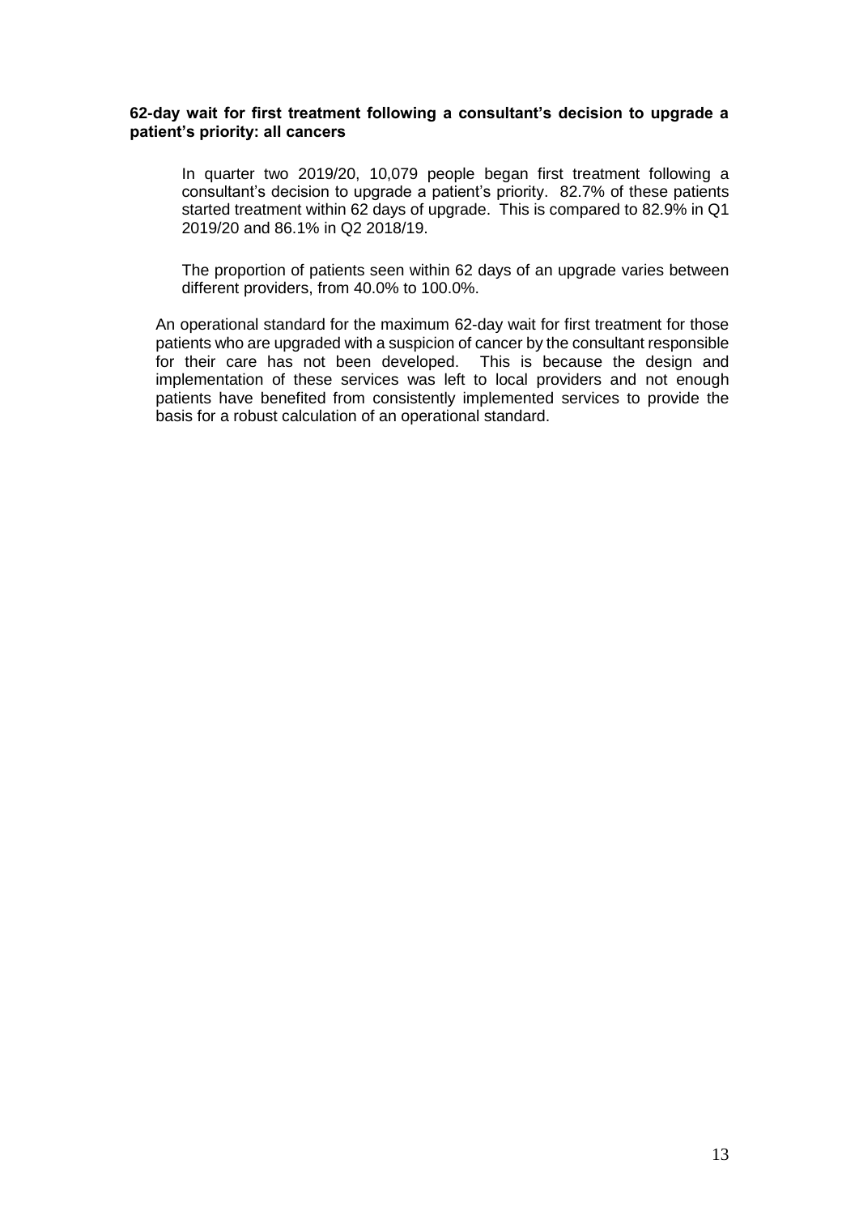**62-day wait for first treatment following a consultant's decision to upgrade a patient's priority: all cancers**

In quarter two 2019/20, 10,079 people began first treatment following a consultant's decision to upgrade a patient's priority. 82.7% of these patients started treatment within 62 days of upgrade. This is compared to 82.9% in Q1 2019/20 and 86.1% in Q2 2018/19.

The proportion of patients seen within 62 days of an upgrade varies between different providers, from 40.0% to 100.0%.

An operational standard for the maximum 62-day wait for first treatment for those patients who are upgraded with a suspicion of cancer by the consultant responsible for their care has not been developed. This is because the design and implementation of these services was left to local providers and not enough patients have benefited from consistently implemented services to provide the basis for a robust calculation of an operational standard.